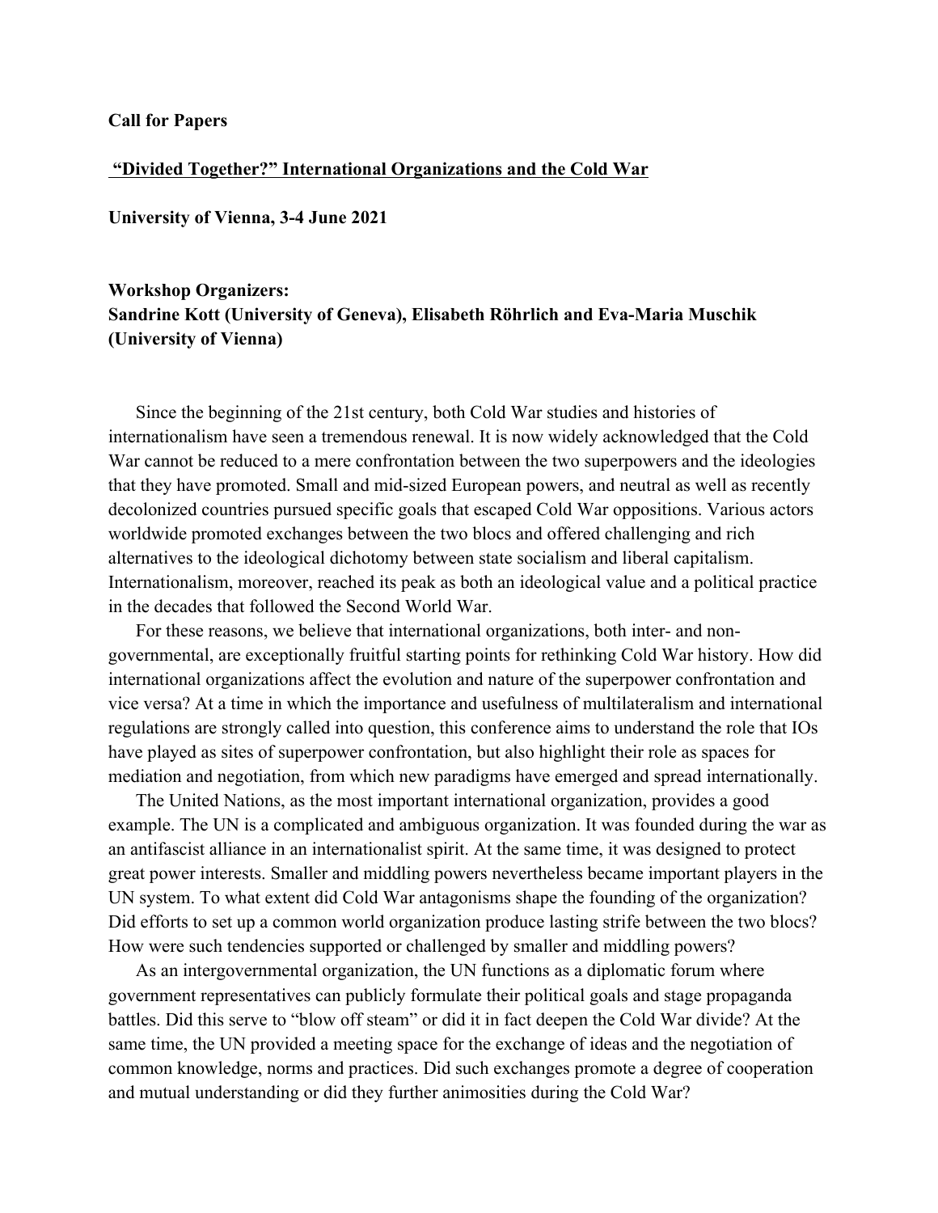**Call for Papers**

**"Divided Together?" International Organizations and the Cold War**

**University of Vienna, 3-4 June 2021**

**Workshop Organizers:**
**Sandrine Kott (University of Geneva), Elisabeth Röhrlich and Eva-Maria Muschik (University of Vienna)**

Since the beginning of the 21st century, both Cold War studies and histories of internationalism have seen a tremendous renewal. It is now widely acknowledged that the Cold War cannot be reduced to a mere confrontation between the two superpowers and the ideologies that they have promoted. Small and mid-sized European powers, and neutral as well as recently decolonized countries pursued specific goals that escaped Cold War oppositions. Various actors worldwide promoted exchanges between the two blocs and offered challenging and rich alternatives to the ideological dichotomy between state socialism and liberal capitalism. Internationalism, moreover, reached its peak as both an ideological value and a political practice in the decades that followed the Second World War.

For these reasons, we believe that international organizations, both inter- and non-governmental, are exceptionally fruitful starting points for rethinking Cold War history. How did international organizations affect the evolution and nature of the superpower confrontation and vice versa? At a time in which the importance and usefulness of multilateralism and international regulations are strongly called into question, this conference aims to understand the role that IOs have played as sites of superpower confrontation, but also highlight their role as spaces for mediation and negotiation, from which new paradigms have emerged and spread internationally.

The United Nations, as the most important international organization, provides a good example. The UN is a complicated and ambiguous organization. It was founded during the war as an antifascist alliance in an internationalist spirit. At the same time, it was designed to protect great power interests. Smaller and middling powers nevertheless became important players in the UN system. To what extent did Cold War antagonisms shape the founding of the organization? Did efforts to set up a common world organization produce lasting strife between the two blocs? How were such tendencies supported or challenged by smaller and middling powers?

As an intergovernmental organization, the UN functions as a diplomatic forum where government representatives can publicly formulate their political goals and stage propaganda battles. Did this serve to "blow off steam" or did it in fact deepen the Cold War divide? At the same time, the UN provided a meeting space for the exchange of ideas and the negotiation of common knowledge, norms and practices. Did such exchanges promote a degree of cooperation and mutual understanding or did they further animosities during the Cold War?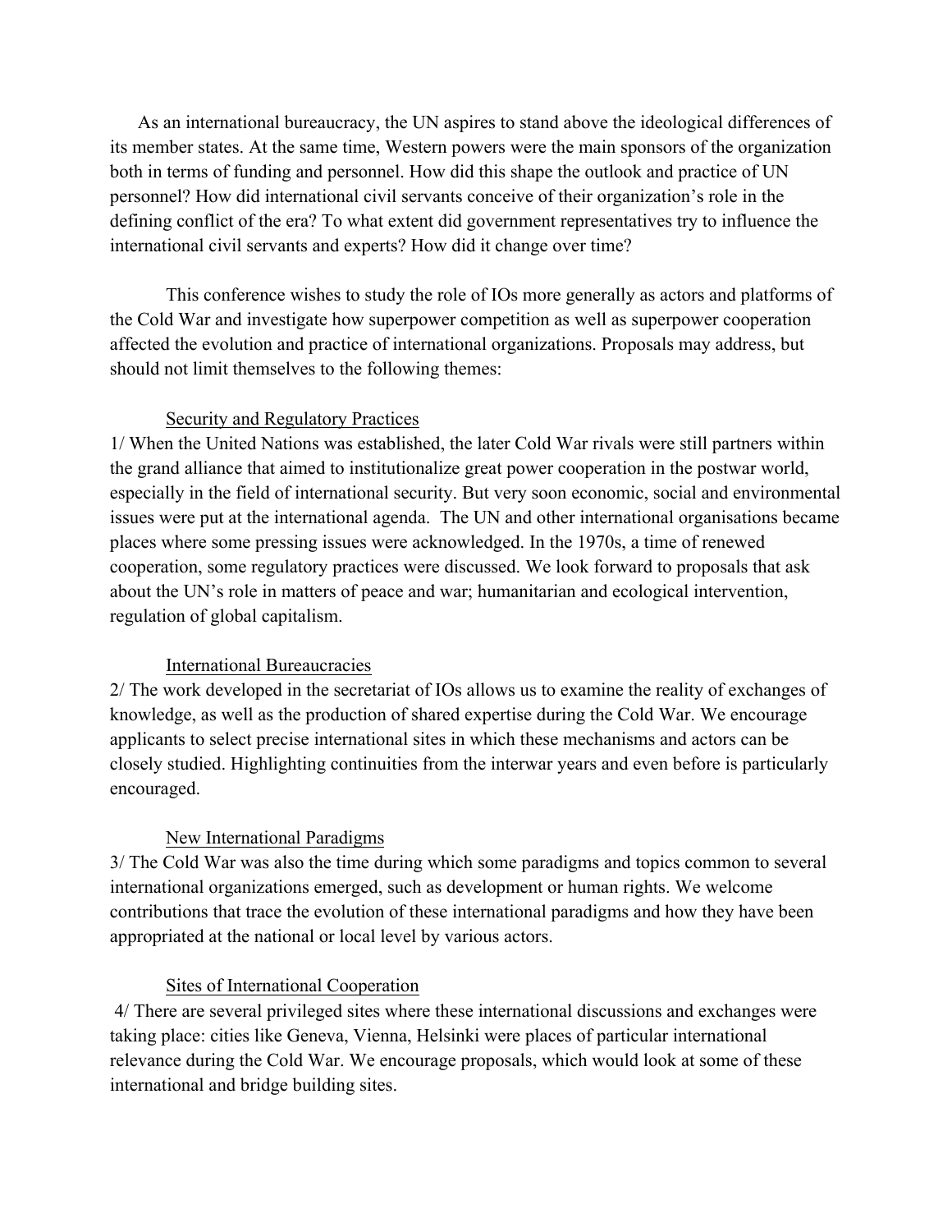As an international bureaucracy, the UN aspires to stand above the ideological differences of its member states. At the same time, Western powers were the main sponsors of the organization both in terms of funding and personnel. How did this shape the outlook and practice of UN personnel? How did international civil servants conceive of their organization's role in the defining conflict of the era? To what extent did government representatives try to influence the international civil servants and experts? How did it change over time?

This conference wishes to study the role of IOs more generally as actors and platforms of the Cold War and investigate how superpower competition as well as superpower cooperation affected the evolution and practice of international organizations. Proposals may address, but should not limit themselves to the following themes:

<u>Security and Regulatory Practices</u>

1/ When the United Nations was established, the later Cold War rivals were still partners within the grand alliance that aimed to institutionalize great power cooperation in the postwar world, especially in the field of international security. But very soon economic, social and environmental issues were put at the international agenda. The UN and other international organisations became places where some pressing issues were acknowledged. In the 1970s, a time of renewed cooperation, some regulatory practices were discussed. We look forward to proposals that ask about the UN's role in matters of peace and war; humanitarian and ecological intervention, regulation of global capitalism.

<u>International Bureaucracies</u>

2/ The work developed in the secretariat of IOs allows us to examine the reality of exchanges of knowledge, as well as the production of shared expertise during the Cold War. We encourage applicants to select precise international sites in which these mechanisms and actors can be closely studied. Highlighting continuities from the interwar years and even before is particularly encouraged.

<u>New International Paradigms</u>

3/ The Cold War was also the time during which some paradigms and topics common to several international organizations emerged, such as development or human rights. We welcome contributions that trace the evolution of these international paradigms and how they have been appropriated at the national or local level by various actors.

<u>Sites of International Cooperation</u>

4/ There are several privileged sites where these international discussions and exchanges were taking place: cities like Geneva, Vienna, Helsinki were places of particular international relevance during the Cold War. We encourage proposals, which would look at some of these international and bridge building sites.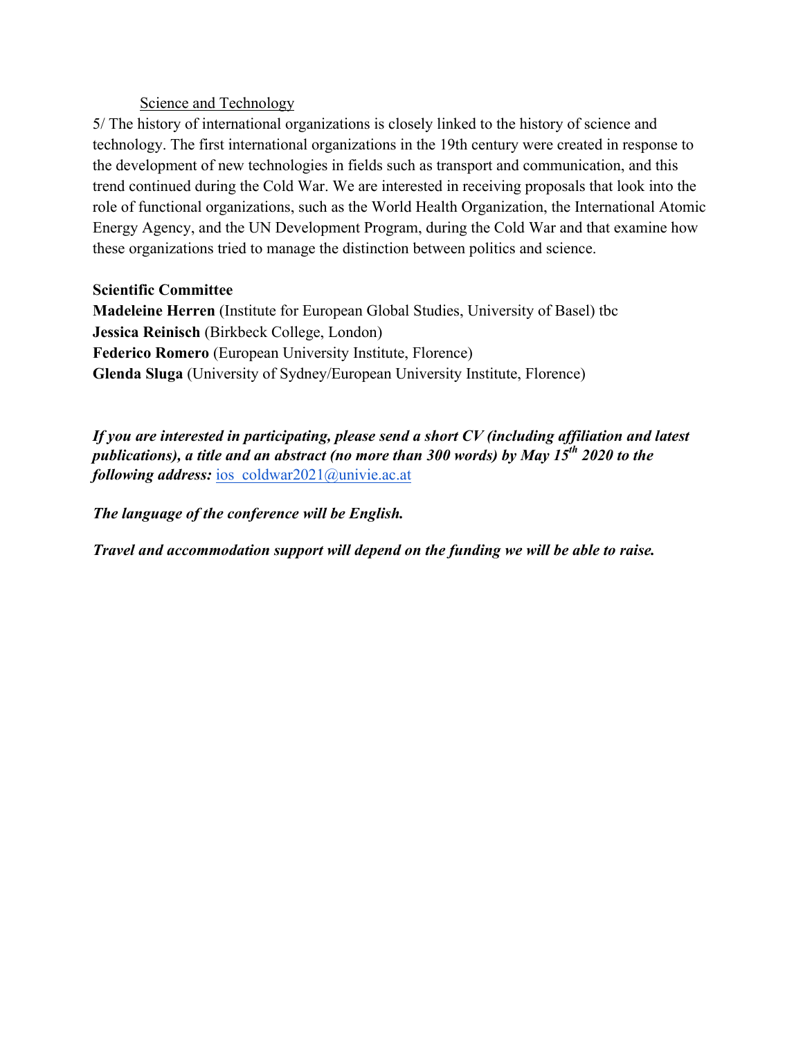Science and Technology

5/ The history of international organizations is closely linked to the history of science and technology. The first international organizations in the 19th century were created in response to the development of new technologies in fields such as transport and communication, and this trend continued during the Cold War. We are interested in receiving proposals that look into the role of functional organizations, such as the World Health Organization, the International Atomic Energy Agency, and the UN Development Program, during the Cold War and that examine how these organizations tried to manage the distinction between politics and science.

**Scientific Committee**

**Madeleine Herren** (Institute for European Global Studies, University of Basel) tbc
**Jessica Reinisch** (Birkbeck College, London)
**Federico Romero** (European University Institute, Florence)
**Glenda Sluga** (University of Sydney/European University Institute, Florence)

***If you are interested in participating, please send a short CV (including affiliation and latest publications), a title and an abstract (no more than 300 words) by May 15th 2020 to the following address:*** ios_coldwar2021@univie.ac.at

***The language of the conference will be English.***

***Travel and accommodation support will depend on the funding we will be able to raise.***